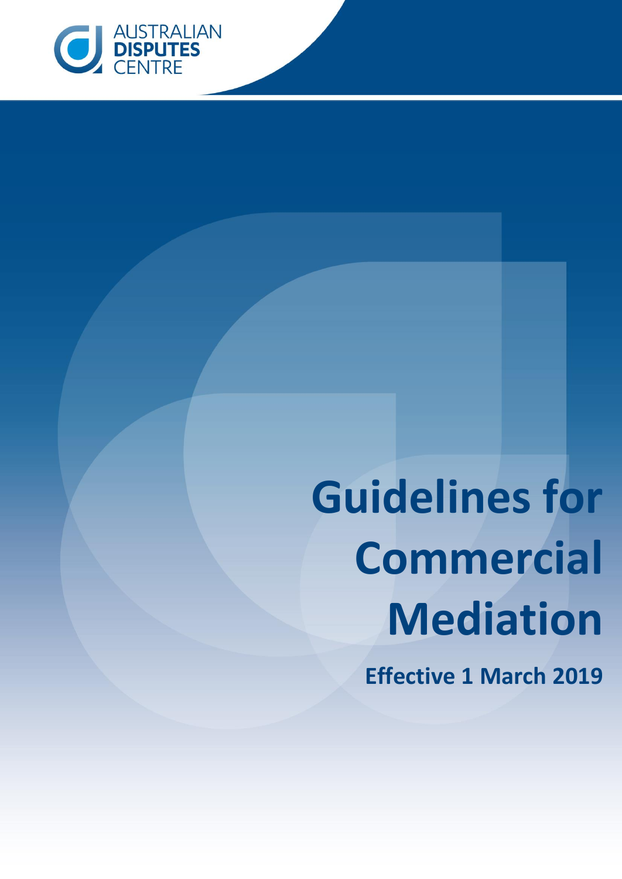AUSTRALIAN
**DISPUTES**
CENTRE

# Guidelines for Commercial Mediation

**Effective 1 March 2019**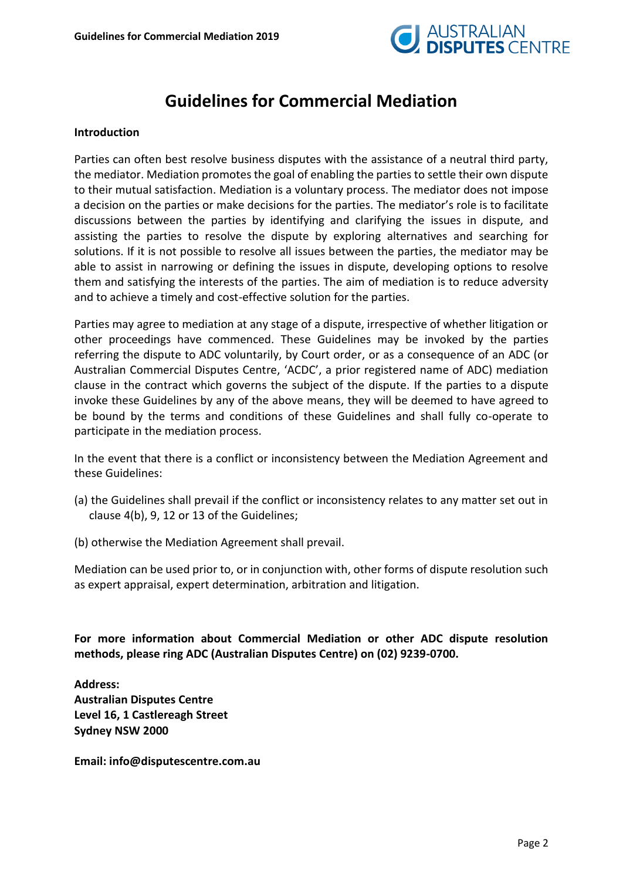# Guidelines for Commercial Mediation

**Introduction**

Parties can often best resolve business disputes with the assistance of a neutral third party, the mediator. Mediation promotes the goal of enabling the parties to settle their own dispute to their mutual satisfaction. Mediation is a voluntary process. The mediator does not impose a decision on the parties or make decisions for the parties. The mediator's role is to facilitate discussions between the parties by identifying and clarifying the issues in dispute, and assisting the parties to resolve the dispute by exploring alternatives and searching for solutions. If it is not possible to resolve all issues between the parties, the mediator may be able to assist in narrowing or defining the issues in dispute, developing options to resolve them and satisfying the interests of the parties. The aim of mediation is to reduce adversity and to achieve a timely and cost-effective solution for the parties.

Parties may agree to mediation at any stage of a dispute, irrespective of whether litigation or other proceedings have commenced. These Guidelines may be invoked by the parties referring the dispute to ADC voluntarily, by Court order, or as a consequence of an ADC (or Australian Commercial Disputes Centre, 'ACDC', a prior registered name of ADC) mediation clause in the contract which governs the subject of the dispute. If the parties to a dispute invoke these Guidelines by any of the above means, they will be deemed to have agreed to be bound by the terms and conditions of these Guidelines and shall fully co-operate to participate in the mediation process.

In the event that there is a conflict or inconsistency between the Mediation Agreement and these Guidelines:

(a) the Guidelines shall prevail if the conflict or inconsistency relates to any matter set out in clause 4(b), 9, 12 or 13 of the Guidelines;

(b) otherwise the Mediation Agreement shall prevail.

Mediation can be used prior to, or in conjunction with, other forms of dispute resolution such as expert appraisal, expert determination, arbitration and litigation.

**For more information about Commercial Mediation or other ADC dispute resolution methods, please ring ADC (Australian Disputes Centre) on (02) 9239-0700.**

**Address:**
**Australian Disputes Centre**
**Level 16, 1 Castlereagh Street**
**Sydney NSW 2000**

**Email: info@disputescentre.com.au**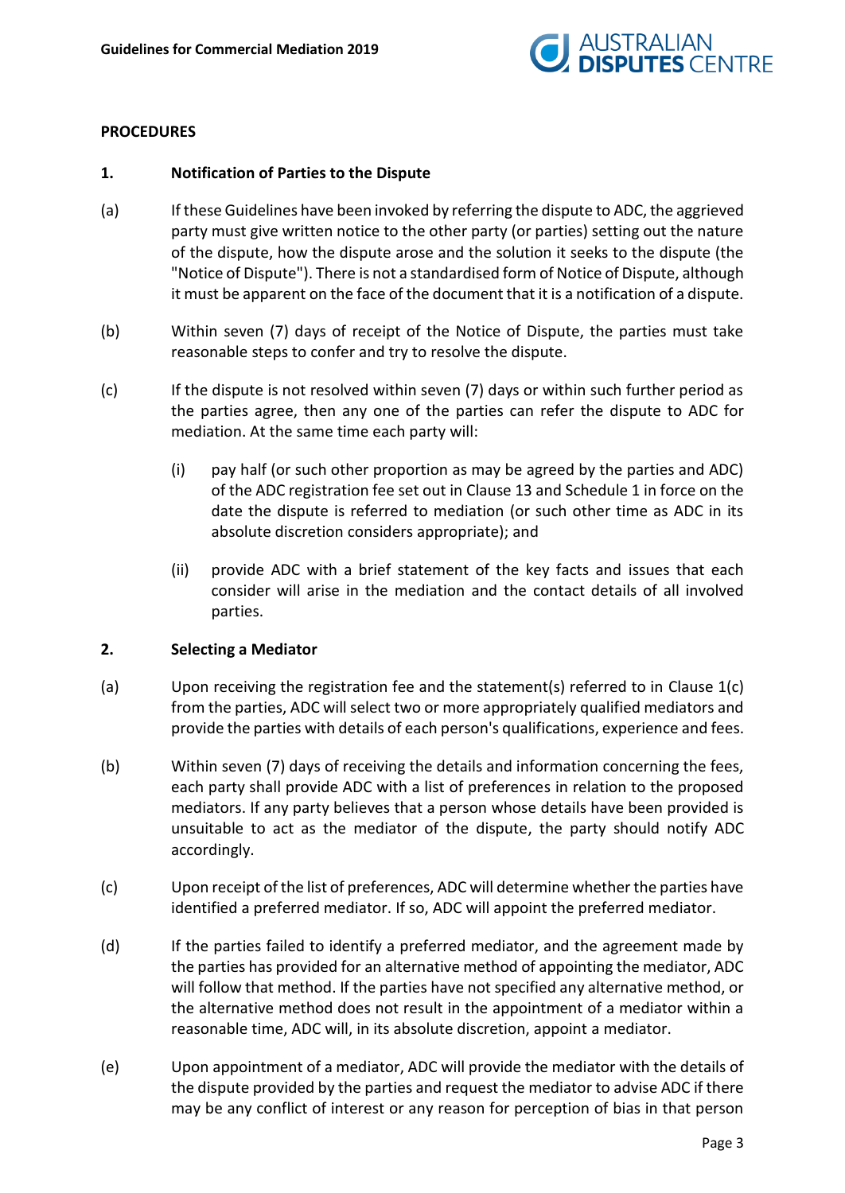**PROCEDURES**

**1. Notification of Parties to the Dispute**

(a) If these Guidelines have been invoked by referring the dispute to ADC, the aggrieved party must give written notice to the other party (or parties) setting out the nature of the dispute, how the dispute arose and the solution it seeks to the dispute (the "Notice of Dispute"). There is not a standardised form of Notice of Dispute, although it must be apparent on the face of the document that it is a notification of a dispute.

(b) Within seven (7) days of receipt of the Notice of Dispute, the parties must take reasonable steps to confer and try to resolve the dispute.

(c) If the dispute is not resolved within seven (7) days or within such further period as the parties agree, then any one of the parties can refer the dispute to ADC for mediation. At the same time each party will:

   (i) pay half (or such other proportion as may be agreed by the parties and ADC) of the ADC registration fee set out in Clause 13 and Schedule 1 in force on the date the dispute is referred to mediation (or such other time as ADC in its absolute discretion considers appropriate); and

   (ii) provide ADC with a brief statement of the key facts and issues that each consider will arise in the mediation and the contact details of all involved parties.

**2. Selecting a Mediator**

(a) Upon receiving the registration fee and the statement(s) referred to in Clause 1(c) from the parties, ADC will select two or more appropriately qualified mediators and provide the parties with details of each person's qualifications, experience and fees.

(b) Within seven (7) days of receiving the details and information concerning the fees, each party shall provide ADC with a list of preferences in relation to the proposed mediators. If any party believes that a person whose details have been provided is unsuitable to act as the mediator of the dispute, the party should notify ADC accordingly.

(c) Upon receipt of the list of preferences, ADC will determine whether the parties have identified a preferred mediator. If so, ADC will appoint the preferred mediator.

(d) If the parties failed to identify a preferred mediator, and the agreement made by the parties has provided for an alternative method of appointing the mediator, ADC will follow that method. If the parties have not specified any alternative method, or the alternative method does not result in the appointment of a mediator within a reasonable time, ADC will, in its absolute discretion, appoint a mediator.

(e) Upon appointment of a mediator, ADC will provide the mediator with the details of the dispute provided by the parties and request the mediator to advise ADC if there may be any conflict of interest or any reason for perception of bias in that person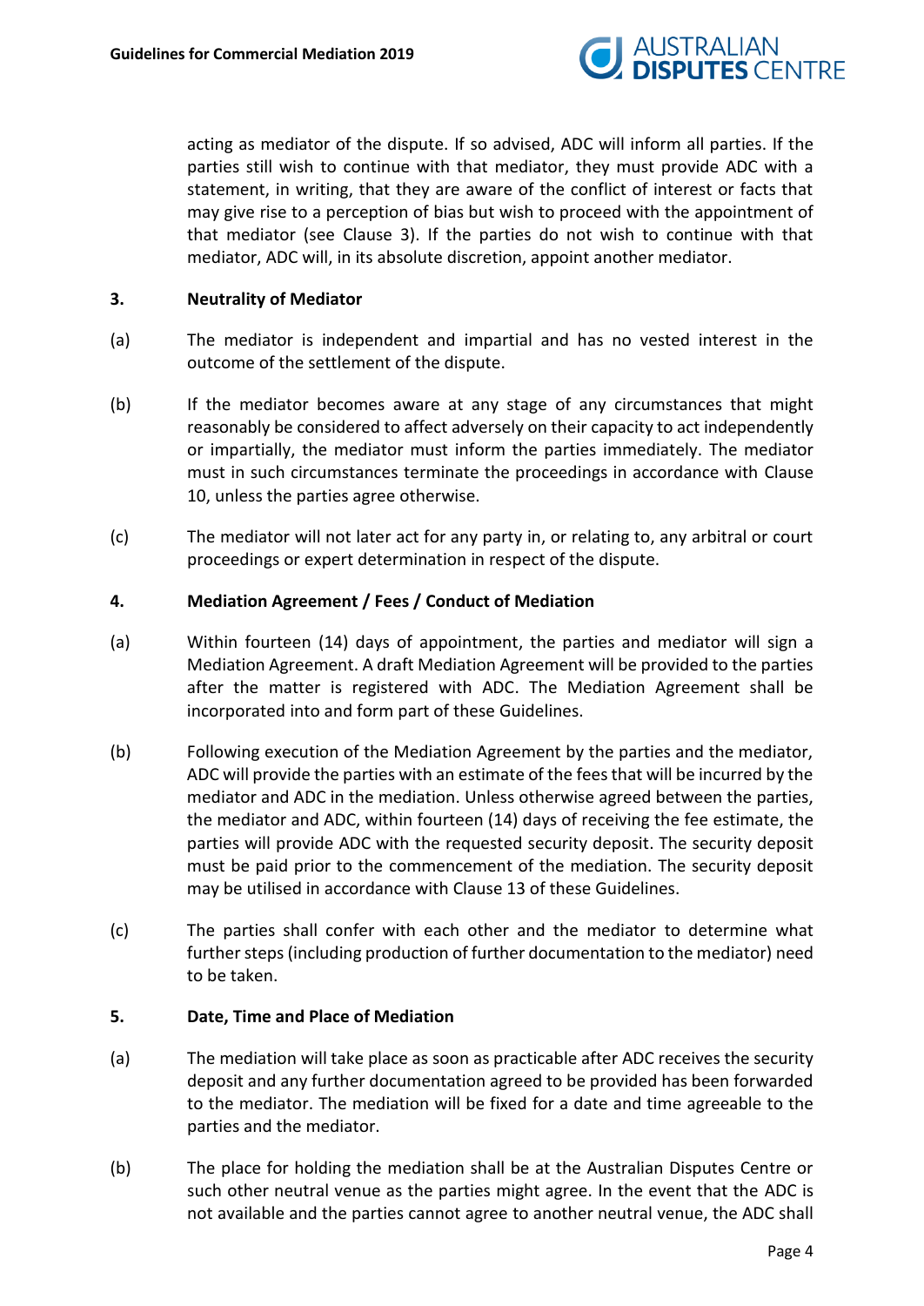acting as mediator of the dispute. If so advised, ADC will inform all parties. If the parties still wish to continue with that mediator, they must provide ADC with a statement, in writing, that they are aware of the conflict of interest or facts that may give rise to a perception of bias but wish to proceed with the appointment of that mediator (see Clause 3). If the parties do not wish to continue with that mediator, ADC will, in its absolute discretion, appoint another mediator.

**3. Neutrality of Mediator**

(a) The mediator is independent and impartial and has no vested interest in the outcome of the settlement of the dispute.

(b) If the mediator becomes aware at any stage of any circumstances that might reasonably be considered to affect adversely on their capacity to act independently or impartially, the mediator must inform the parties immediately. The mediator must in such circumstances terminate the proceedings in accordance with Clause 10, unless the parties agree otherwise.

(c) The mediator will not later act for any party in, or relating to, any arbitral or court proceedings or expert determination in respect of the dispute.

**4. Mediation Agreement / Fees / Conduct of Mediation**

(a) Within fourteen (14) days of appointment, the parties and mediator will sign a Mediation Agreement. A draft Mediation Agreement will be provided to the parties after the matter is registered with ADC. The Mediation Agreement shall be incorporated into and form part of these Guidelines.

(b) Following execution of the Mediation Agreement by the parties and the mediator, ADC will provide the parties with an estimate of the fees that will be incurred by the mediator and ADC in the mediation. Unless otherwise agreed between the parties, the mediator and ADC, within fourteen (14) days of receiving the fee estimate, the parties will provide ADC with the requested security deposit. The security deposit must be paid prior to the commencement of the mediation. The security deposit may be utilised in accordance with Clause 13 of these Guidelines.

(c) The parties shall confer with each other and the mediator to determine what further steps (including production of further documentation to the mediator) need to be taken.

**5. Date, Time and Place of Mediation**

(a) The mediation will take place as soon as practicable after ADC receives the security deposit and any further documentation agreed to be provided has been forwarded to the mediator. The mediation will be fixed for a date and time agreeable to the parties and the mediator.

(b) The place for holding the mediation shall be at the Australian Disputes Centre or such other neutral venue as the parties might agree. In the event that the ADC is not available and the parties cannot agree to another neutral venue, the ADC shall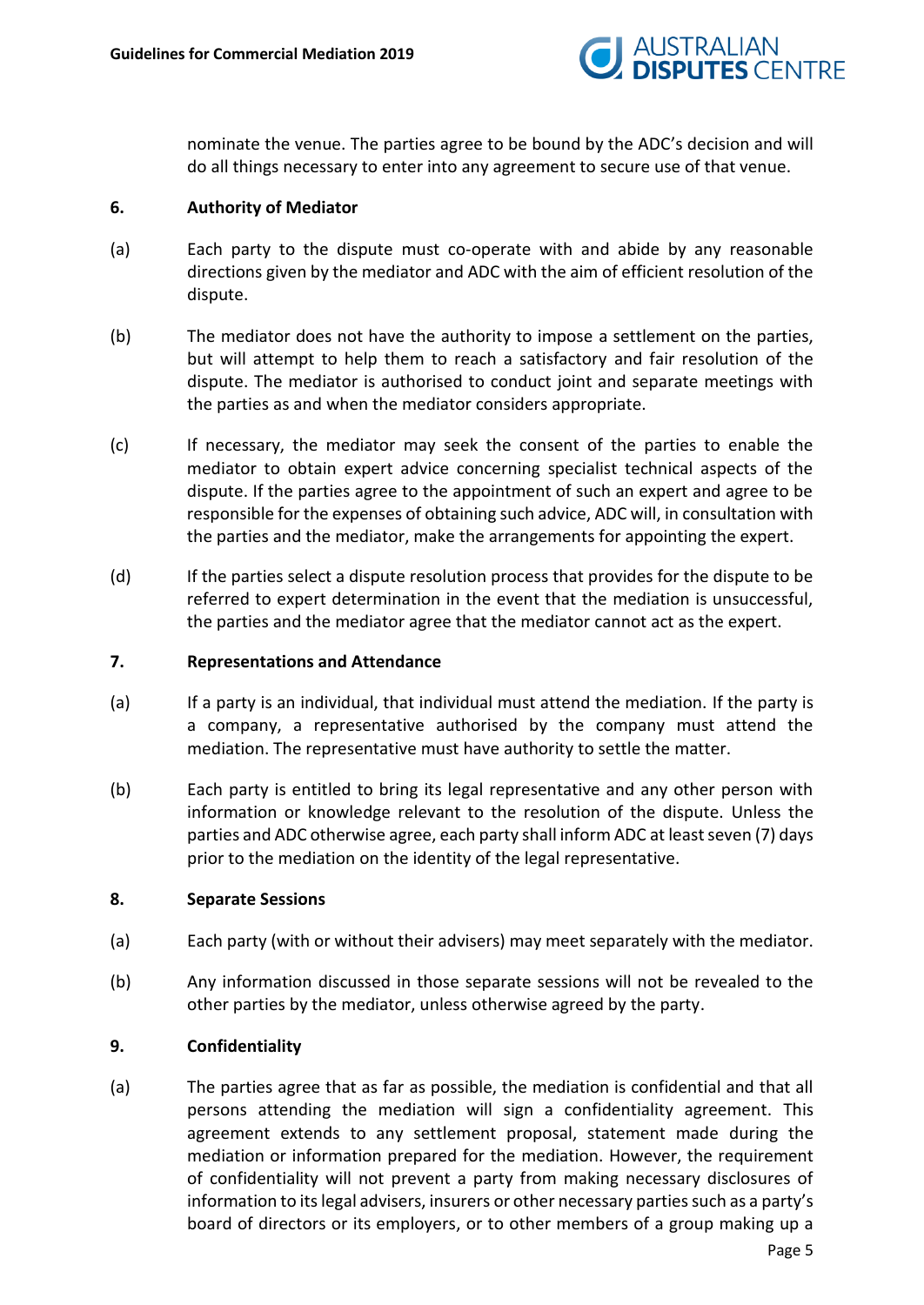nominate the venue. The parties agree to be bound by the ADC's decision and will do all things necessary to enter into any agreement to secure use of that venue.

### 6. Authority of Mediator

(a) Each party to the dispute must co-operate with and abide by any reasonable directions given by the mediator and ADC with the aim of efficient resolution of the dispute.

(b) The mediator does not have the authority to impose a settlement on the parties, but will attempt to help them to reach a satisfactory and fair resolution of the dispute. The mediator is authorised to conduct joint and separate meetings with the parties as and when the mediator considers appropriate.

(c) If necessary, the mediator may seek the consent of the parties to enable the mediator to obtain expert advice concerning specialist technical aspects of the dispute. If the parties agree to the appointment of such an expert and agree to be responsible for the expenses of obtaining such advice, ADC will, in consultation with the parties and the mediator, make the arrangements for appointing the expert.

(d) If the parties select a dispute resolution process that provides for the dispute to be referred to expert determination in the event that the mediation is unsuccessful, the parties and the mediator agree that the mediator cannot act as the expert.

### 7. Representations and Attendance

(a) If a party is an individual, that individual must attend the mediation. If the party is a company, a representative authorised by the company must attend the mediation. The representative must have authority to settle the matter.

(b) Each party is entitled to bring its legal representative and any other person with information or knowledge relevant to the resolution of the dispute. Unless the parties and ADC otherwise agree, each party shall inform ADC at least seven (7) days prior to the mediation on the identity of the legal representative.

### 8. Separate Sessions

(a) Each party (with or without their advisers) may meet separately with the mediator.

(b) Any information discussed in those separate sessions will not be revealed to the other parties by the mediator, unless otherwise agreed by the party.

### 9. Confidentiality

(a) The parties agree that as far as possible, the mediation is confidential and that all persons attending the mediation will sign a confidentiality agreement. This agreement extends to any settlement proposal, statement made during the mediation or information prepared for the mediation. However, the requirement of confidentiality will not prevent a party from making necessary disclosures of information to its legal advisers, insurers or other necessary parties such as a party's board of directors or its employers, or to other members of a group making up a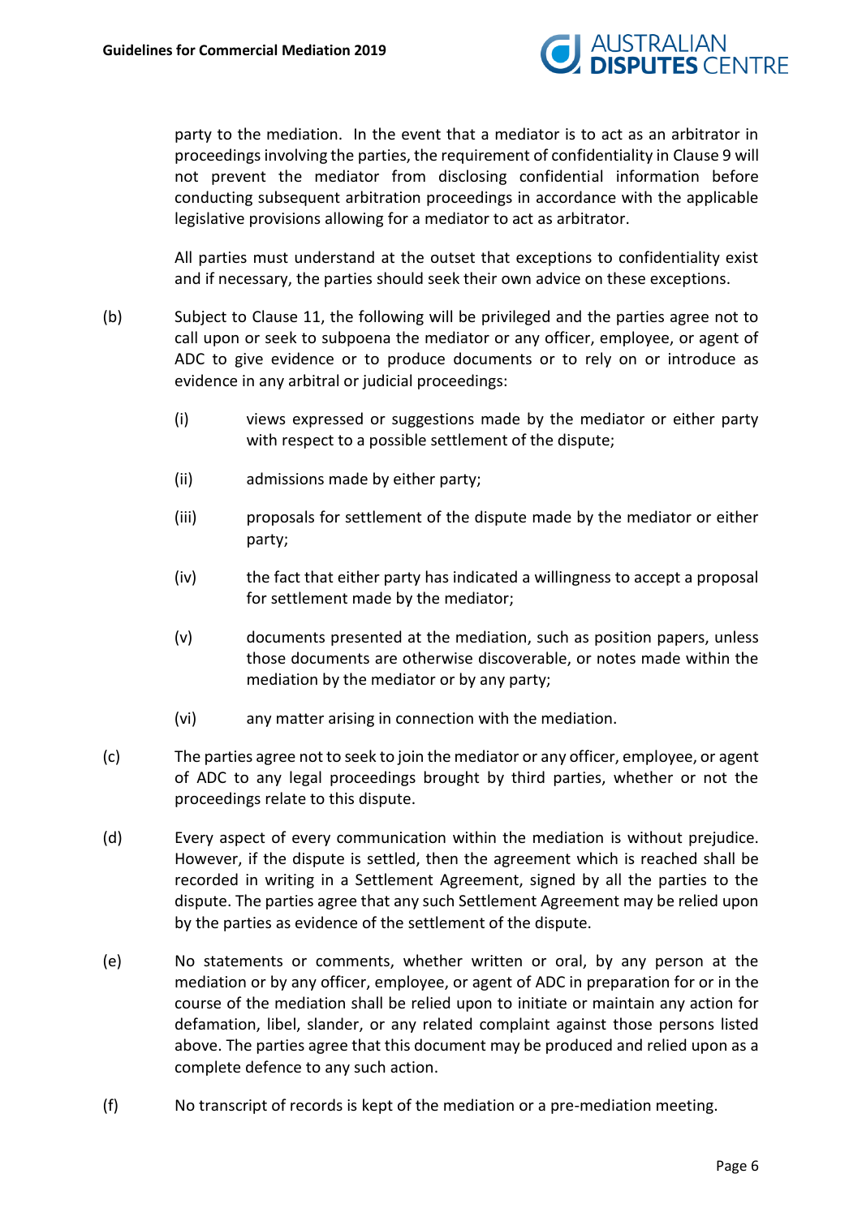party to the mediation. In the event that a mediator is to act as an arbitrator in proceedings involving the parties, the requirement of confidentiality in Clause 9 will not prevent the mediator from disclosing confidential information before conducting subsequent arbitration proceedings in accordance with the applicable legislative provisions allowing for a mediator to act as arbitrator.

All parties must understand at the outset that exceptions to confidentiality exist and if necessary, the parties should seek their own advice on these exceptions.

(b) Subject to Clause 11, the following will be privileged and the parties agree not to call upon or seek to subpoena the mediator or any officer, employee, or agent of ADC to give evidence or to produce documents or to rely on or introduce as evidence in any arbitral or judicial proceedings:

(i) views expressed or suggestions made by the mediator or either party with respect to a possible settlement of the dispute;

(ii) admissions made by either party;

(iii) proposals for settlement of the dispute made by the mediator or either party;

(iv) the fact that either party has indicated a willingness to accept a proposal for settlement made by the mediator;

(v) documents presented at the mediation, such as position papers, unless those documents are otherwise discoverable, or notes made within the mediation by the mediator or by any party;

(vi) any matter arising in connection with the mediation.

(c) The parties agree not to seek to join the mediator or any officer, employee, or agent of ADC to any legal proceedings brought by third parties, whether or not the proceedings relate to this dispute.

(d) Every aspect of every communication within the mediation is without prejudice. However, if the dispute is settled, then the agreement which is reached shall be recorded in writing in a Settlement Agreement, signed by all the parties to the dispute. The parties agree that any such Settlement Agreement may be relied upon by the parties as evidence of the settlement of the dispute.

(e) No statements or comments, whether written or oral, by any person at the mediation or by any officer, employee, or agent of ADC in preparation for or in the course of the mediation shall be relied upon to initiate or maintain any action for defamation, libel, slander, or any related complaint against those persons listed above. The parties agree that this document may be produced and relied upon as a complete defence to any such action.

(f) No transcript of records is kept of the mediation or a pre-mediation meeting.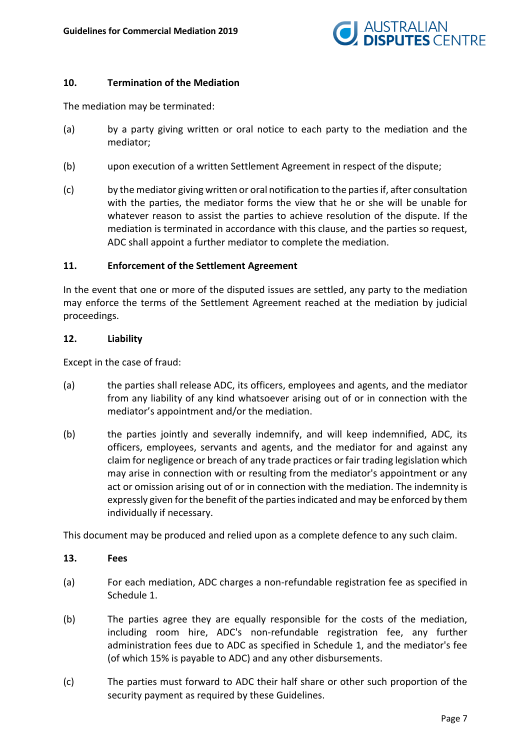## 10. Termination of the Mediation

The mediation may be terminated:

(a) by a party giving written or oral notice to each party to the mediation and the mediator;

(b) upon execution of a written Settlement Agreement in respect of the dispute;

(c) by the mediator giving written or oral notification to the parties if, after consultation with the parties, the mediator forms the view that he or she will be unable for whatever reason to assist the parties to achieve resolution of the dispute. If the mediation is terminated in accordance with this clause, and the parties so request, ADC shall appoint a further mediator to complete the mediation.

## 11. Enforcement of the Settlement Agreement

In the event that one or more of the disputed issues are settled, any party to the mediation may enforce the terms of the Settlement Agreement reached at the mediation by judicial proceedings.

## 12. Liability

Except in the case of fraud:

(a) the parties shall release ADC, its officers, employees and agents, and the mediator from any liability of any kind whatsoever arising out of or in connection with the mediator's appointment and/or the mediation.

(b) the parties jointly and severally indemnify, and will keep indemnified, ADC, its officers, employees, servants and agents, and the mediator for and against any claim for negligence or breach of any trade practices or fair trading legislation which may arise in connection with or resulting from the mediator's appointment or any act or omission arising out of or in connection with the mediation. The indemnity is expressly given for the benefit of the parties indicated and may be enforced by them individually if necessary.

This document may be produced and relied upon as a complete defence to any such claim.

## 13. Fees

(a) For each mediation, ADC charges a non-refundable registration fee as specified in Schedule 1.

(b) The parties agree they are equally responsible for the costs of the mediation, including room hire, ADC's non-refundable registration fee, any further administration fees due to ADC as specified in Schedule 1, and the mediator's fee (of which 15% is payable to ADC) and any other disbursements.

(c) The parties must forward to ADC their half share or other such proportion of the security payment as required by these Guidelines.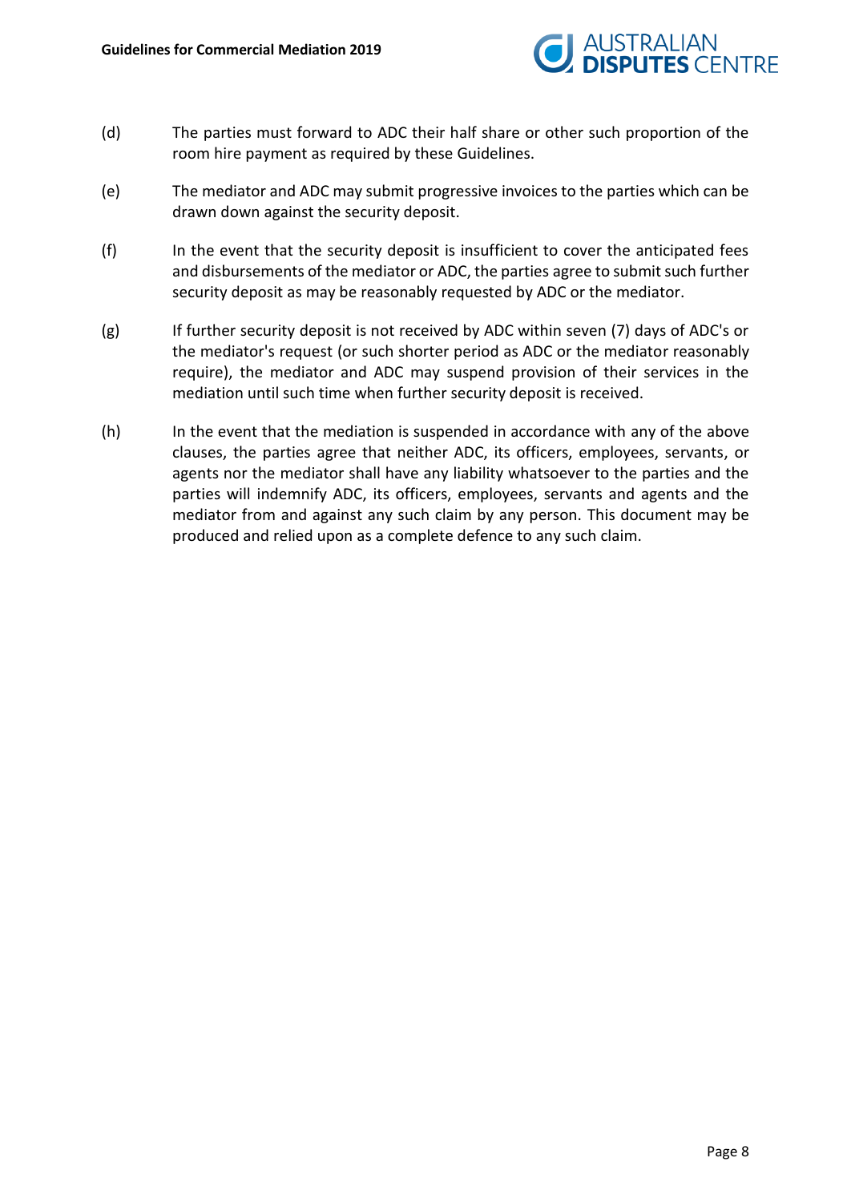(d) The parties must forward to ADC their half share or other such proportion of the room hire payment as required by these Guidelines.

(e) The mediator and ADC may submit progressive invoices to the parties which can be drawn down against the security deposit.

(f) In the event that the security deposit is insufficient to cover the anticipated fees and disbursements of the mediator or ADC, the parties agree to submit such further security deposit as may be reasonably requested by ADC or the mediator.

(g) If further security deposit is not received by ADC within seven (7) days of ADC's or the mediator's request (or such shorter period as ADC or the mediator reasonably require), the mediator and ADC may suspend provision of their services in the mediation until such time when further security deposit is received.

(h) In the event that the mediation is suspended in accordance with any of the above clauses, the parties agree that neither ADC, its officers, employees, servants, or agents nor the mediator shall have any liability whatsoever to the parties and the parties will indemnify ADC, its officers, employees, servants and agents and the mediator from and against any such claim by any person. This document may be produced and relied upon as a complete defence to any such claim.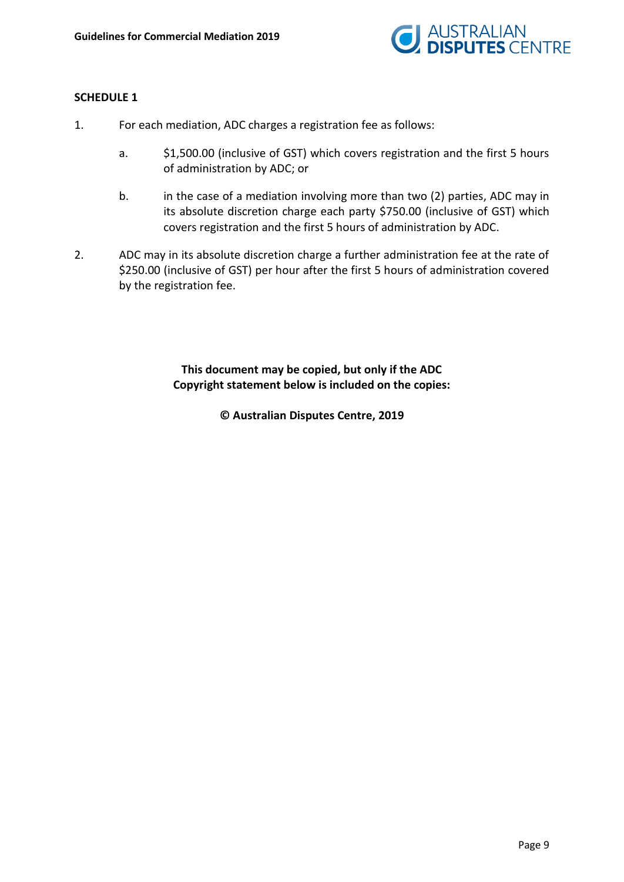## SCHEDULE 1

1. For each mediation, ADC charges a registration fee as follows:

   a. $1,500.00 (inclusive of GST) which covers registration and the first 5 hours of administration by ADC; or

   b. in the case of a mediation involving more than two (2) parties, ADC may in its absolute discretion charge each party $750.00 (inclusive of GST) which covers registration and the first 5 hours of administration by ADC.

2. ADC may in its absolute discretion charge a further administration fee at the rate of $250.00 (inclusive of GST) per hour after the first 5 hours of administration covered by the registration fee.

**This document may be copied, but only if the ADC Copyright statement below is included on the copies:**

**© Australian Disputes Centre, 2019**